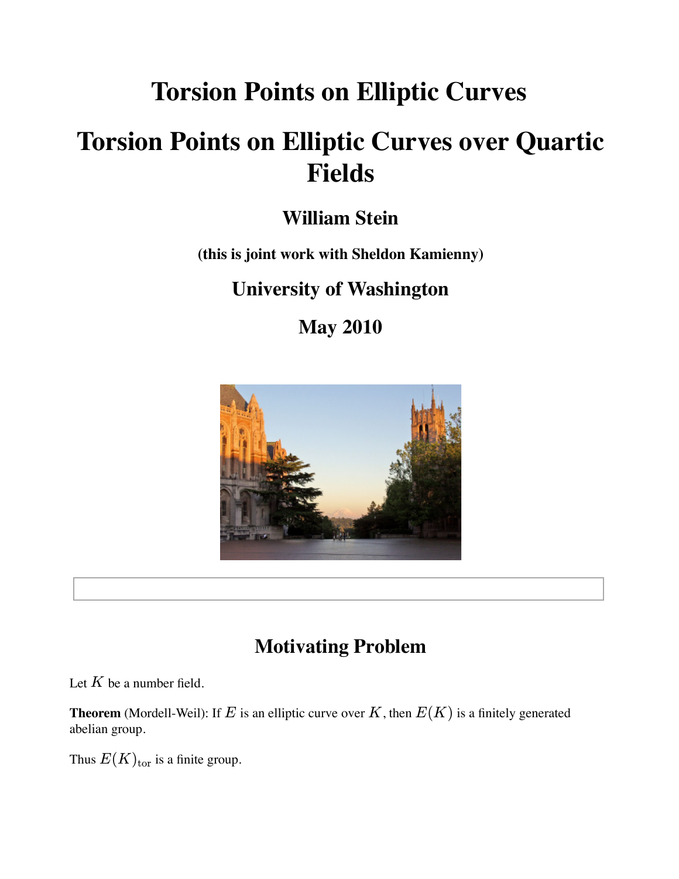# Torsion Points on Elliptic Curves

# Torsion Points on Elliptic Curves over Quartic Fields

## William Stein

### (this is joint work with Sheldon Kamienny)

## University of Washington

## May 2010

## Motivating Problem

Let $K$ be a number field.

**Theorem** (Mordell-Weil): If $E$ is an elliptic curve over $K$, then $E(K)$ is a finitely generated abelian group.

Thus $E(K)_{\mathrm{tor}}$ is a finite group.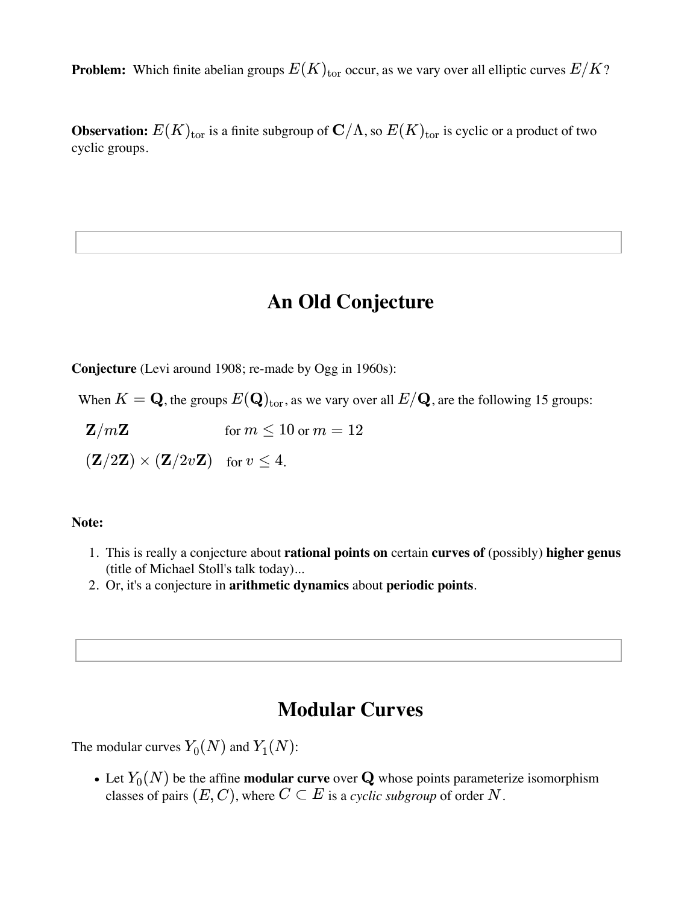**Problem:** Which finite abelian groups $E(K)_{\text{tor}}$ occur, as we vary over all elliptic curves $E/K$?

**Observation:** $E(K)_{\text{tor}}$ is a finite subgroup of $\mathbf{C}/\Lambda$, so $E(K)_{\text{tor}}$ is cyclic or a product of two cyclic groups.

## An Old Conjecture

**Conjecture** (Levi around 1908; re-made by Ogg in 1960s):

When $K = \mathbf{Q}$, the groups $E(\mathbf{Q})_{\text{tor}}$, as we vary over all $E/\mathbf{Q}$, are the following 15 groups:

$\mathbf{Z}/m\mathbf{Z}$ for $m \leq 10$ or $m = 12$

$(\mathbf{Z}/2\mathbf{Z}) \times (\mathbf{Z}/2v\mathbf{Z})$ for $v \leq 4$.

**Note:**

1. This is really a conjecture about **rational points on** certain **curves of** (possibly) **higher genus** (title of Michael Stoll's talk today)...
2. Or, it's a conjecture in **arithmetic dynamics** about **periodic points**.

## Modular Curves

The modular curves $Y_0(N)$ and $Y_1(N)$:

- Let $Y_0(N)$ be the affine **modular curve** over $\mathbf{Q}$ whose points parameterize isomorphism classes of pairs $(E, C)$, where $C \subset E$ is a *cyclic subgroup* of order $N$.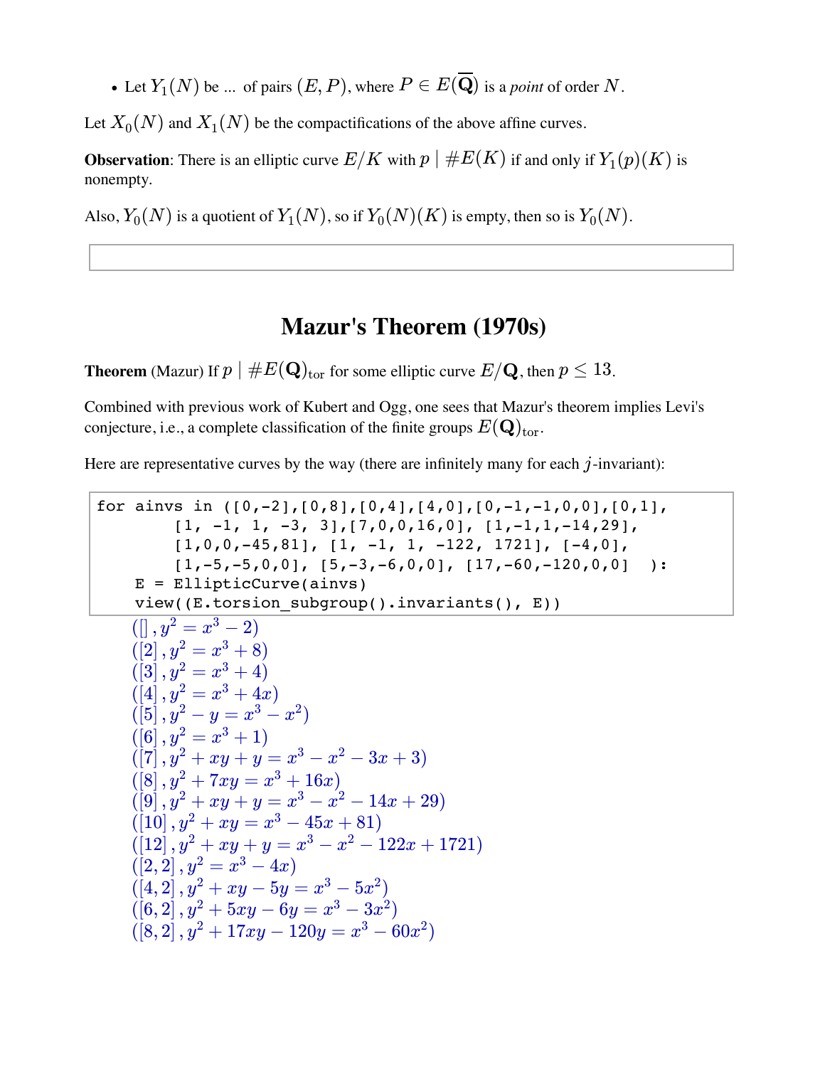- Let $Y_1(N)$ be ... of pairs $(E, P)$, where $P \in E(\overline{\mathbf{Q}})$ is a *point* of order $N$.

Let $X_0(N)$ and $X_1(N)$ be the compactifications of the above affine curves.

**Observation**: There is an elliptic curve $E/K$ with $p \mid \#E(K)$ if and only if $Y_1(p)(K)$ is nonempty.

Also, $Y_0(N)$ is a quotient of $Y_1(N)$, so if $Y_0(N)(K)$ is empty, then so is $Y_0(N)$.

## Mazur's Theorem (1970s)

**Theorem** (Mazur) If $p \mid \#E(\mathbf{Q})_{\text{tor}}$ for some elliptic curve $E/\mathbf{Q}$, then $p \leq 13$.

Combined with previous work of Kubert and Ogg, one sees that Mazur's theorem implies Levi's conjecture, i.e., a complete classification of the finite groups $E(\mathbf{Q})_{\text{tor}}$.

Here are representative curves by the way (there are infinitely many for each $j$-invariant):

```
for ainvs in ([0,-2],[0,8],[0,4],[4,0],[0,-1,-1,0,0],[0,1],
        [1, -1, 1, -3, 3],[7,0,0,16,0], [1,-1,1,-14,29],
        [1,0,0,-45,81], [1, -1, 1, -122, 1721], [-4,0],
        [1,-5,-5,0,0], [5,-3,-6,0,0], [17,-60,-120,0,0]  ):
    E = EllipticCurve(ainvs)
    view((E.torsion_subgroup().invariants(), E))
```

$([], y^2 = x^3 - 2)$
$([2], y^2 = x^3 + 8)$
$([3], y^2 = x^3 + 4)$
$([4], y^2 = x^3 + 4x)$
$([5], y^2 - y = x^3 - x^2)$
$([6], y^2 = x^3 + 1)$
$([7], y^2 + xy + y = x^3 - x^2 - 3x + 3)$
$([8], y^2 + 7xy = x^3 + 16x)$
$([9], y^2 + xy + y = x^3 - x^2 - 14x + 29)$
$([10], y^2 + xy = x^3 - 45x + 81)$
$([12], y^2 + xy + y = x^3 - x^2 - 122x + 1721)$
$([2, 2], y^2 = x^3 - 4x)$
$([4, 2], y^2 + xy - 5y = x^3 - 5x^2)$
$([6, 2], y^2 + 5xy - 6y = x^3 - 3x^2)$
$([8, 2], y^2 + 17xy - 120y = x^3 - 60x^2)$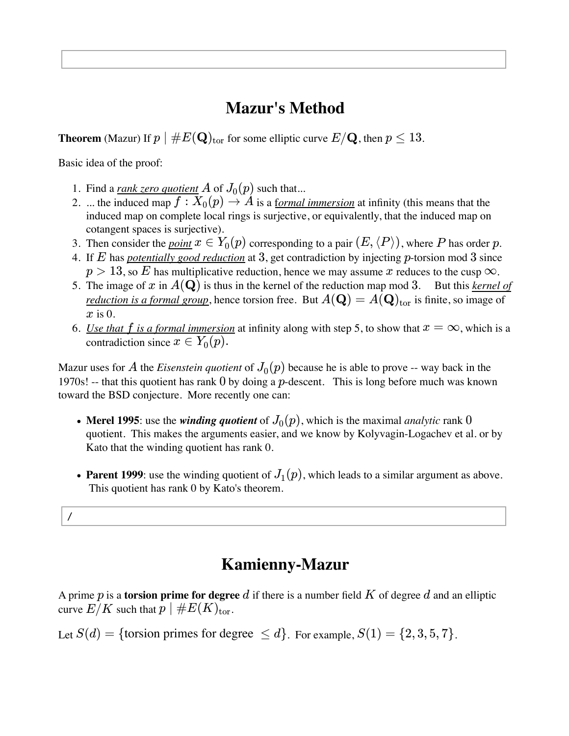# Mazur's Method

**Theorem** (Mazur) If $p \mid \#E(\mathbf{Q})_{\rm tor}$ for some elliptic curve $E/\mathbf{Q}$, then $p \leq 13$.

Basic idea of the proof:

1. Find a *rank zero quotient* $A$ of $J_0(p)$ such that...
2. ... the induced map $f: X_0(p) \to A$ is a *formal immersion* at infinity (this means that the induced map on complete local rings is surjective, or equivalently, that the induced map on cotangent spaces is surjective).
3. Then consider the *point* $x \in Y_0(p)$ corresponding to a pair $(E, \langle P \rangle)$, where $P$ has order $p$.
4. If $E$ has *potentially good reduction* at $3$, get contradiction by injecting $p$-torsion mod $3$ since $p > 13$, so $E$ has multiplicative reduction, hence we may assume $x$ reduces to the cusp $\infty$.
5. The image of $x$ in $A(\mathbf{Q})$ is thus in the kernel of the reduction map mod $3$. But this *kernel of reduction is a formal group*, hence torsion free. But $A(\mathbf{Q}) = A(\mathbf{Q})_{\rm tor}$ is finite, so image of $x$ is $0$.
6. *Use that $f$ is a formal immersion* at infinity along with step 5, to show that $x = \infty$, which is a contradiction since $x \in Y_0(p)$.

Mazur uses for $A$ the *Eisenstein quotient* of $J_0(p)$ because he is able to prove -- way back in the 1970s! -- that this quotient has rank $0$ by doing a $p$-descent. This is long before much was known toward the BSD conjecture. More recently one can:

- **Merel 1995**: use the ***winding quotient*** of $J_0(p)$, which is the maximal *analytic* rank $0$ quotient. This makes the arguments easier, and we know by Kolyvagin-Logachev et al. or by Kato that the winding quotient has rank $0$.

- **Parent 1999**: use the winding quotient of $J_1(p)$, which leads to a similar argument as above. This quotient has rank 0 by Kato's theorem.

/

# Kamienny-Mazur

A prime $p$ is a **torsion prime for degree** $d$ if there is a number field $K$ of degree $d$ and an elliptic curve $E/K$ such that $p \mid \#E(K)_{\rm tor}$.

Let $S(d) = \{\text{torsion primes for degree } \leq d\}$. For example, $S(1) = \{2, 3, 5, 7\}$.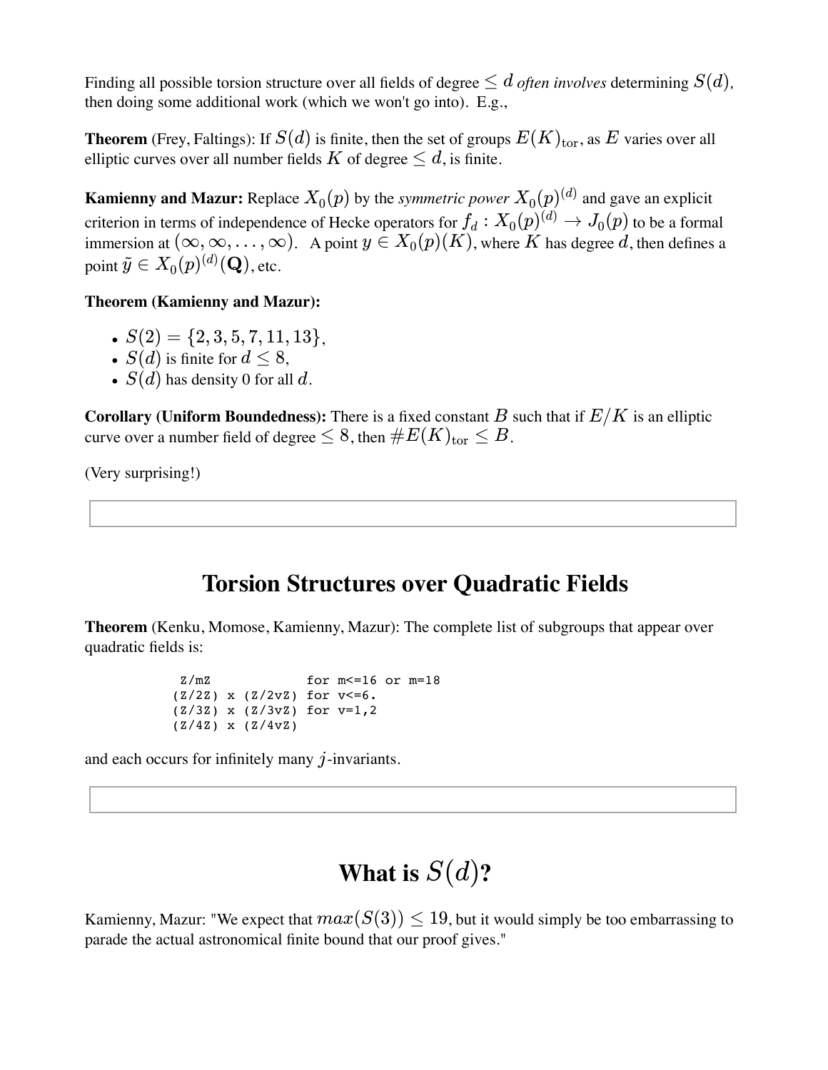Finding all possible torsion structure over all fields of degree $\leq d$ *often involves* determining $S(d)$, then doing some additional work (which we won't go into). E.g.,

**Theorem** (Frey, Faltings): If $S(d)$ is finite, then the set of groups $E(K)_{\rm tor}$, as $E$ varies over all elliptic curves over all number fields $K$ of degree $\leq d$, is finite.

**Kamienny and Mazur:** Replace $X_0(p)$ by the *symmetric power* $X_0(p)^{(d)}$ and gave an explicit criterion in terms of independence of Hecke operators for $f_d : X_0(p)^{(d)} \to J_0(p)$ to be a formal immersion at $(\infty, \infty, \ldots, \infty)$. A point $y \in X_0(p)(K)$, where $K$ has degree $d$, then defines a point $\tilde{y} \in X_0(p)^{(d)}(\mathbf{Q})$, etc.

**Theorem (Kamienny and Mazur):**

- $S(2) = \{2, 3, 5, 7, 11, 13\}$,
- $S(d)$ is finite for $d \leq 8$,
- $S(d)$ has density 0 for all $d$.

**Corollary (Uniform Boundedness):** There is a fixed constant $B$ such that if $E/K$ is an elliptic curve over a number field of degree $\leq 8$, then $\#E(K)_{\rm tor} \leq B$.

(Very surprising!)

## Torsion Structures over Quadratic Fields

**Theorem** (Kenku, Momose, Kamienny, Mazur): The complete list of subgroups that appear over quadratic fields is:

```
 Z/mZ            for m<=16 or m=18
(Z/2Z) x (Z/2vZ) for v<=6.
(Z/3Z) x (Z/3vZ) for v=1,2
(Z/4Z) x (Z/4vZ)
```

and each occurs for infinitely many $j$-invariants.

## What is $S(d)$?

Kamienny, Mazur: "We expect that $max(S(3)) \leq 19$, but it would simply be too embarrassing to parade the actual astronomical finite bound that our proof gives."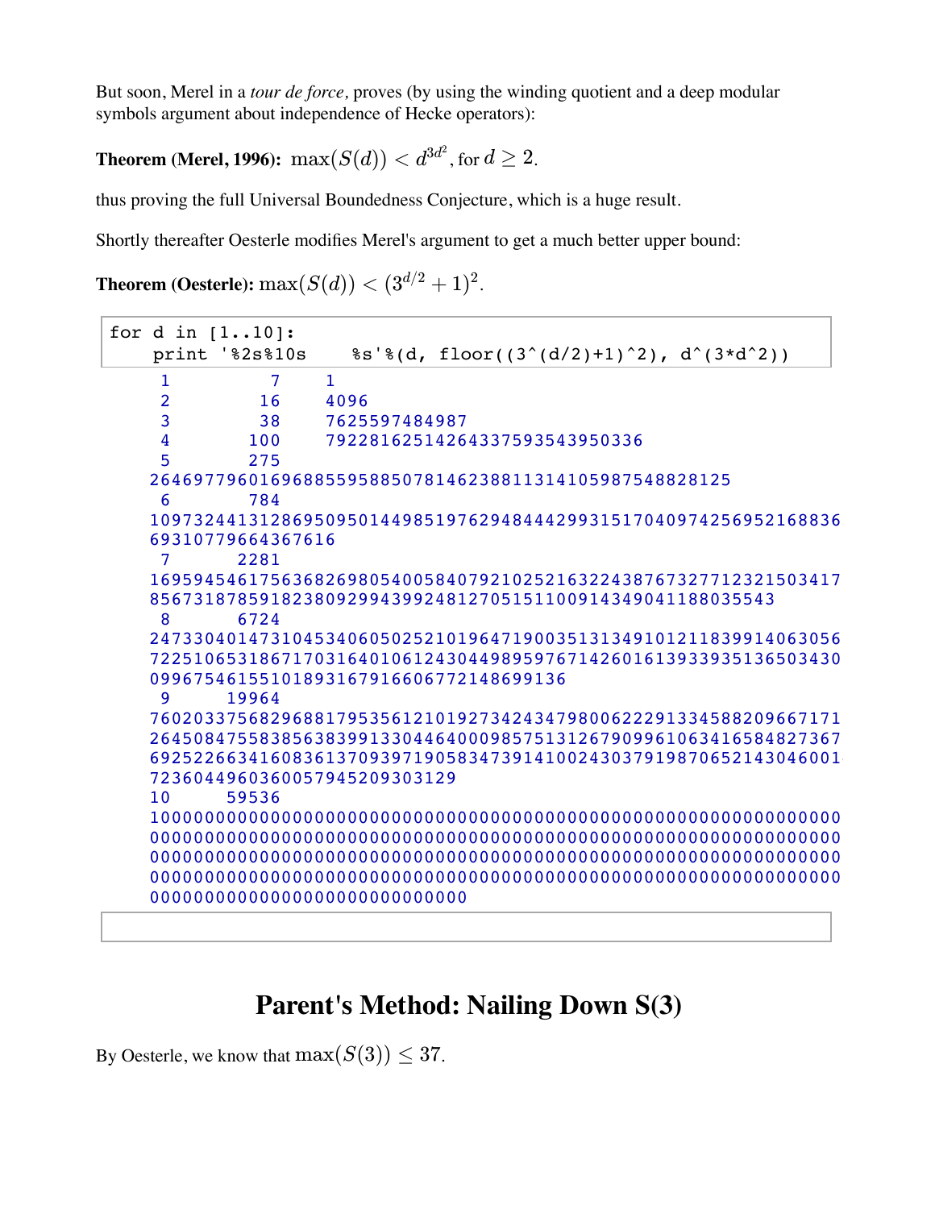But soon, Merel in a *tour de force,* proves (by using the winding quotient and a deep modular symbols argument about independence of Hecke operators):

**Theorem (Merel, 1996):** $\max(S(d)) < d^{3d^2}$, for $d \geq 2$.

thus proving the full Universal Boundedness Conjecture, which is a huge result.

Shortly thereafter Oesterle modifies Merel's argument to get a much better upper bound:

**Theorem (Oesterle):** $\max(S(d)) < (3^{d/2}+1)^2$.

```
for d in [1..10]:
    print '%2s%10s    %s'%(d, floor((3^(d/2)+1)^2), d^(3*d^2))
```

```
 1         7    1
 2        16    4096
 3        38    7625597484987
 4       100    79228162514264337593543950336
 5       275
264697796016968855958850781462388113141059875488281 25
 6       784
10973244131286950950144985197629484444299315170409742569521688 36
69310779664367616
 7      2281
16959454617563682698054005840792102521632243876732771232150341 7
85673187859182380929943992481270515110091434904118803554 3
 8      6724
24733040147310453406050252101964719003513134910121183991406305 6
72251065318671703164010612430449895976714260161393393513650343 0
09967546155101893167916606772148699136
 9     19964
76020337568296881795356121019273424347980062229133458820966717 1
26450847558385638399133044640009857513126790996106341658482736 7
69252266341608361370939719058347391410024303791987065214304600 1
72360449603600579452093031 29
10     59536
10000000000000000000000000000000000000000000000000000000000000 0
00000000000000000000000000000000000000000000000000000000000000 0
00000000000000000000000000000000000000000000000000000000000000 0
00000000000000000000000000000000000000000000000000000000000000 0
0000000000000000000000000000
```

## Parent's Method: Nailing Down S(3)

By Oesterle, we know that $\max(S(3)) \leq 37$.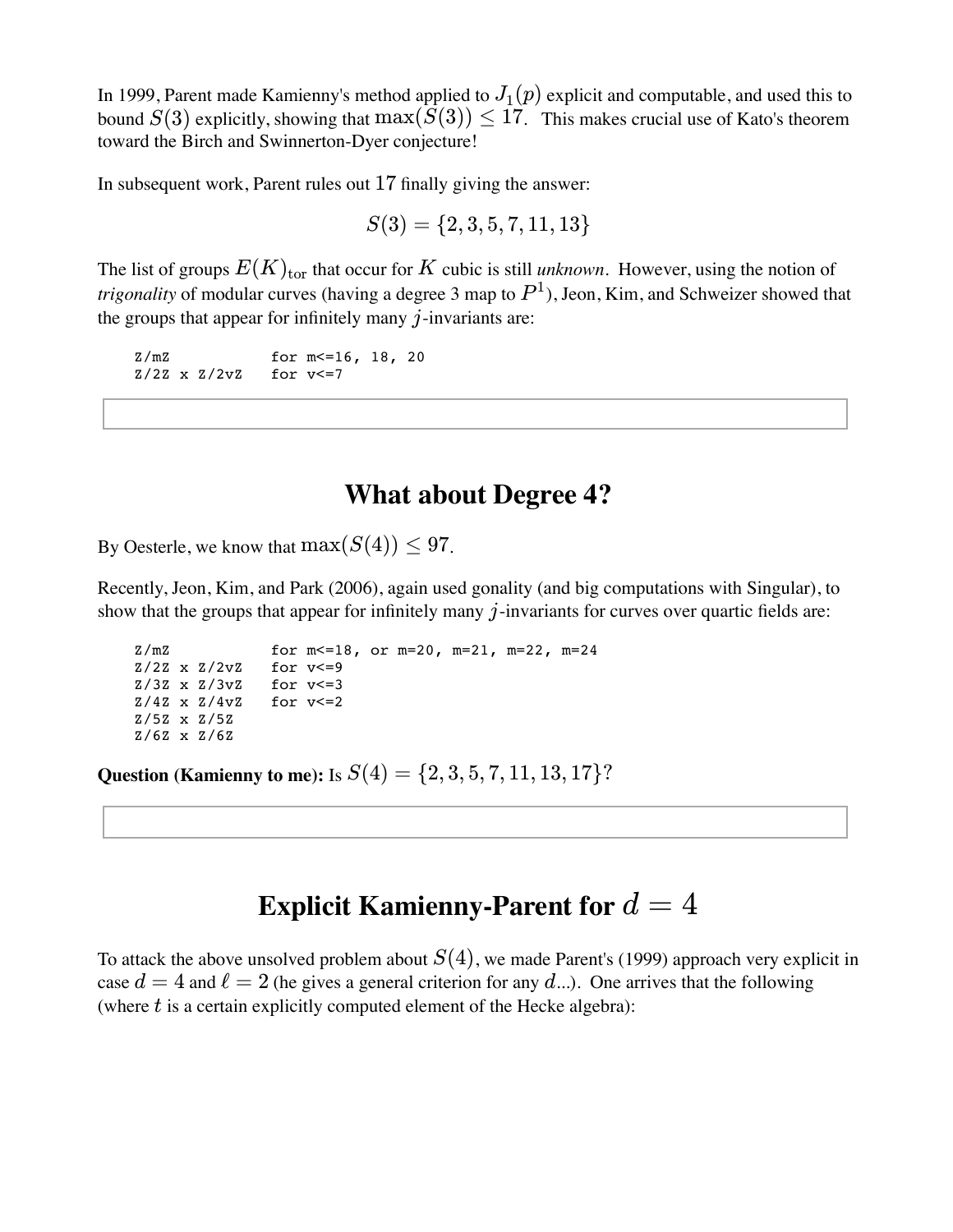In 1999, Parent made Kamienny's method applied to $J_1(p)$ explicit and computable, and used this to bound $S(3)$ explicitly, showing that $\max(S(3)) \leq 17$. This makes crucial use of Kato's theorem toward the Birch and Swinnerton-Dyer conjecture!

In subsequent work, Parent rules out $17$ finally giving the answer:

$$S(3) = \{2, 3, 5, 7, 11, 13\}$$

The list of groups $E(K)_{\rm tor}$ that occur for $K$ cubic is still *unknown*. However, using the notion of *trigonality* of modular curves (having a degree 3 map to $P^1$), Jeon, Kim, and Schweizer showed that the groups that appear for infinitely many $j$-invariants are:

```
Z/mZ            for m<=16, 18, 20
Z/2Z x Z/2vZ    for v<=7
```

## What about Degree 4?

By Oesterle, we know that $\max(S(4)) \leq 97$.

Recently, Jeon, Kim, and Park (2006), again used gonality (and big computations with Singular), to show that the groups that appear for infinitely many $j$-invariants for curves over quartic fields are:

```
Z/mZ            for m<=18, or m=20, m=21, m=22, m=24
Z/2Z x Z/2vZ    for v<=9
Z/3Z x Z/3vZ    for v<=3
Z/4Z x Z/4vZ    for v<=2
Z/5Z x Z/5Z
Z/6Z x Z/6Z
```

**Question (Kamienny to me):** Is $S(4) = \{2, 3, 5, 7, 11, 13, 17\}$?

## Explicit Kamienny-Parent for $d = 4$

To attack the above unsolved problem about $S(4)$, we made Parent's (1999) approach very explicit in case $d = 4$ and $\ell = 2$ (he gives a general criterion for any $d$...). One arrives that the following (where $t$ is a certain explicitly computed element of the Hecke algebra):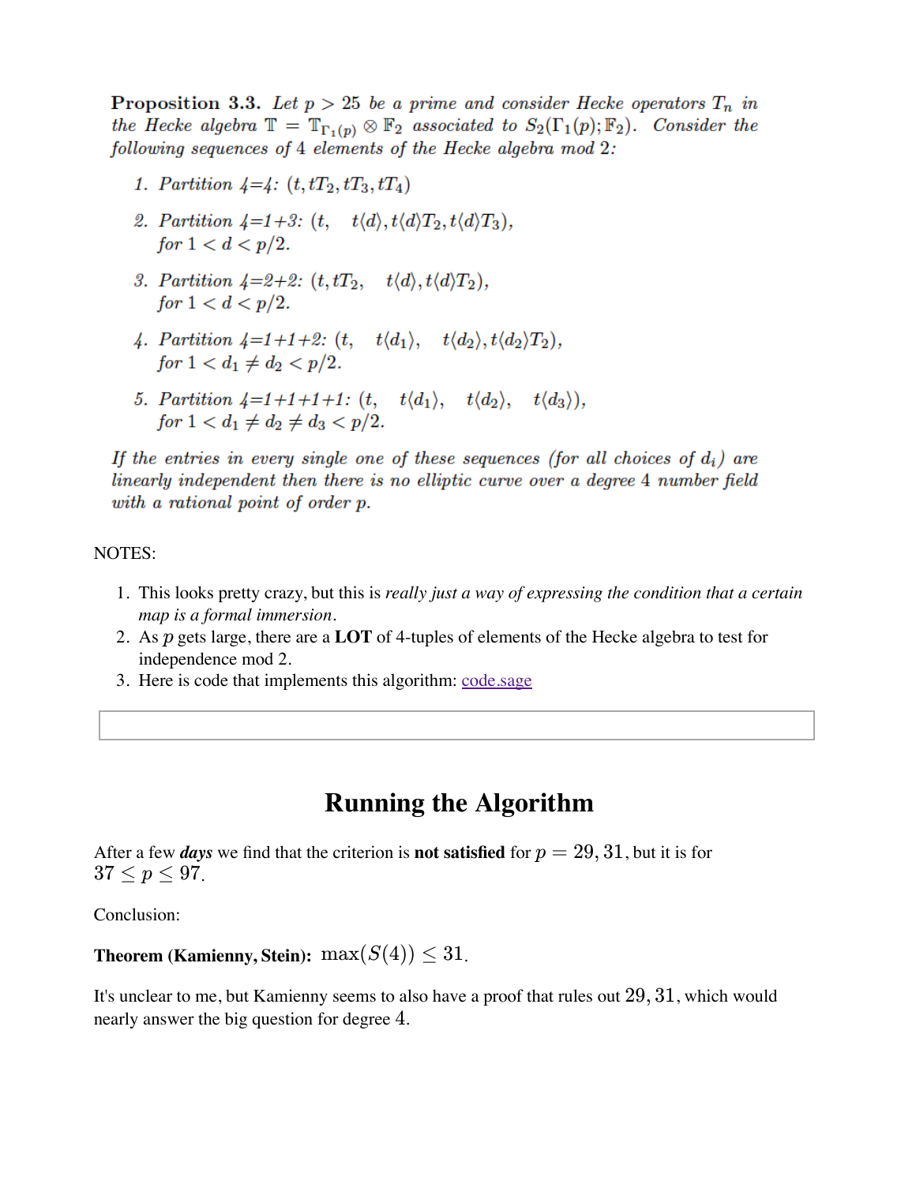**Proposition 3.3.** *Let $p > 25$ be a prime and consider Hecke operators $T_n$ in the Hecke algebra $\mathbb{T} = \mathbb{T}_{\Gamma_1(p)} \otimes \mathbb{F}_2$ associated to $S_2(\Gamma_1(p); \mathbb{F}_2)$. Consider the following sequences of 4 elements of the Hecke algebra mod 2:*

1. *Partition 4=4:* $(t, tT_2, tT_3, tT_4)$
2. *Partition 4=1+3:* $(t, \quad t\langle d\rangle, t\langle d\rangle T_2, t\langle d\rangle T_3)$, *for* $1 < d < p/2$.
3. *Partition 4=2+2:* $(t, tT_2, \quad t\langle d\rangle, t\langle d\rangle T_2)$, *for* $1 < d < p/2$.
4. *Partition 4=1+1+2:* $(t, \quad t\langle d_1\rangle, \quad t\langle d_2\rangle, t\langle d_2\rangle T_2)$, *for* $1 < d_1 \neq d_2 < p/2$.
5. *Partition 4=1+1+1+1:* $(t, \quad t\langle d_1\rangle, \quad t\langle d_2\rangle, \quad t\langle d_3\rangle)$, *for* $1 < d_1 \neq d_2 \neq d_3 < p/2$.

*If the entries in every single one of these sequences (for all choices of $d_i$) are linearly independent then there is no elliptic curve over a degree 4 number field with a rational point of order $p$.*

NOTES:

1. This looks pretty crazy, but this is *really just a way of expressing the condition that a certain map is a formal immersion*.
2. As $p$ gets large, there are a **LOT** of 4-tuples of elements of the Hecke algebra to test for independence mod 2.
3. Here is code that implements this algorithm: code.sage

## Running the Algorithm

After a few ***days*** we find that the criterion is **not satisfied** for $p = 29, 31$, but it is for $37 \leq p \leq 97$.

Conclusion:

**Theorem (Kamienny, Stein):** $\max(S(4)) \leq 31$.

It's unclear to me, but Kamienny seems to also have a proof that rules out $29, 31$, which would nearly answer the big question for degree $4$.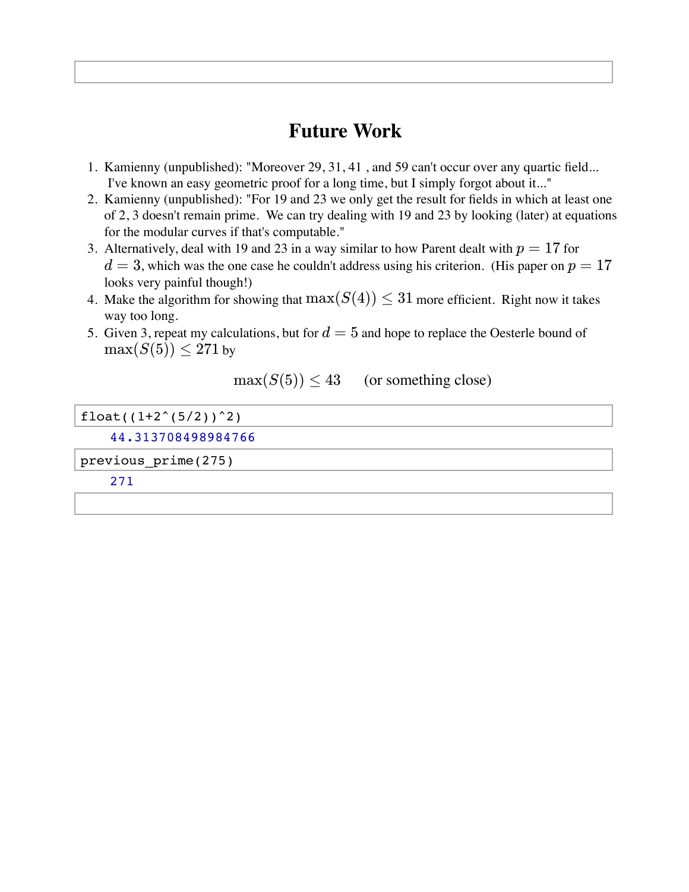# Future Work

1. Kamienny (unpublished): "Moreover $29, 31, 41$ , and 59 can't occur over any quartic field... I've known an easy geometric proof for a long time, but I simply forgot about it..."
2. Kamienny (unpublished): "For 19 and 23 we only get the result for fields in which at least one of $2, 3$ doesn't remain prime. We can try dealing with 19 and 23 by looking (later) at equations for the modular curves if that's computable."
3. Alternatively, deal with 19 and 23 in a way similar to how Parent dealt with $p = 17$ for $d = 3$, which was the one case he couldn't address using his criterion. (His paper on $p = 17$ looks very painful though!)
4. Make the algorithm for showing that $\max(S(4)) \leq 31$ more efficient. Right now it takes way too long.
5. Given 3, repeat my calculations, but for $d = 5$ and hope to replace the Oesterle bound of $\max(S(5)) \leq 271$ by

$$\max(S(5)) \leq 43 \qquad \text{(or something close)}$$

```
float((1+2^(5/2))^2)
```

```
44.313708498984766
```

```
previous_prime(275)
```

```
271
```